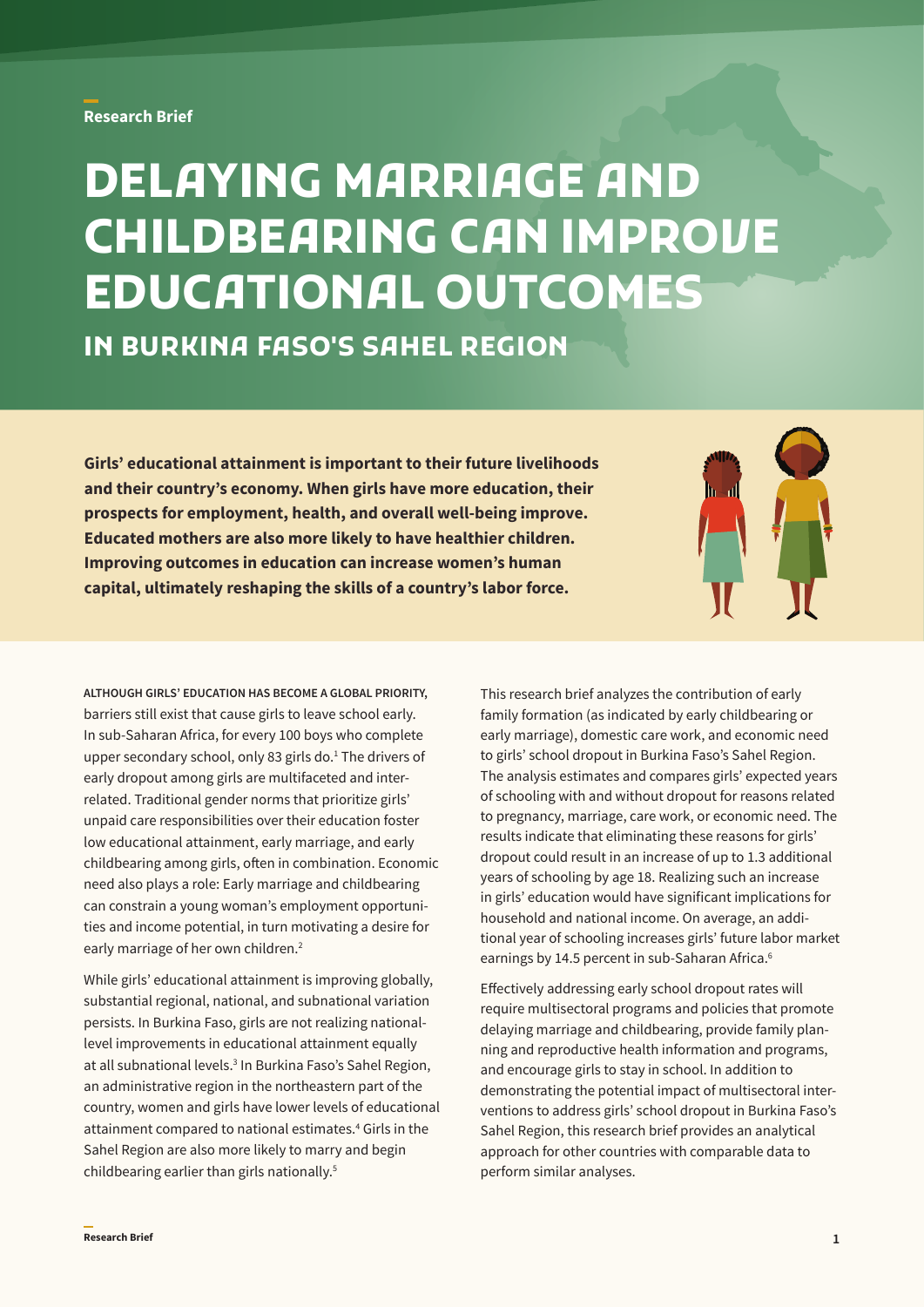Research Brief

# DELAYING MARRIAGE AND CHILDBEARING CAN IMPROVE EDUCATIONAL OUTCOMES

## IN BURKINA FASO'S SAHEL REGION

**Girls' educational attainment is important to their future livelihoods and their country's economy. When girls have more education, their prospects for employment, health, and overall well-being improve. Educated mothers are also more likely to have healthier children. Improving outcomes in education can increase women's human capital, ultimately reshaping the skills of a country's labor force.**

ALTHOUGH GIRLS' EDUCATION HAS BECOME A GLOBAL PRIORITY, barriers still exist that cause girls to leave school early. In sub-Saharan Africa, for every 100 boys who complete upper secondary school, only 83 girls do.[1] The drivers of early dropout among girls are multifaceted and interrelated. Traditional gender norms that prioritize girls' unpaid care responsibilities over their education foster low educational attainment, early marriage, and early childbearing among girls, often in combination. Economic need also plays a role: Early marriage and childbearing can constrain a young woman's employment opportunities and income potential, in turn motivating a desire for early marriage of her own children.[2]

While girls' educational attainment is improving globally, substantial regional, national, and subnational variation persists. In Burkina Faso, girls are not realizing national-level improvements in educational attainment equally at all subnational levels.[3] In Burkina Faso's Sahel Region, an administrative region in the northeastern part of the country, women and girls have lower levels of educational attainment compared to national estimates.[4] Girls in the Sahel Region are also more likely to marry and begin childbearing earlier than girls nationally.[5]

This research brief analyzes the contribution of early family formation (as indicated by early childbearing or early marriage), domestic care work, and economic need to girls' school dropout in Burkina Faso's Sahel Region. The analysis estimates and compares girls' expected years of schooling with and without dropout for reasons related to pregnancy, marriage, care work, or economic need. The results indicate that eliminating these reasons for girls' dropout could result in an increase of up to 1.3 additional years of schooling by age 18. Realizing such an increase in girls' education would have significant implications for household and national income. On average, an additional year of schooling increases girls' future labor market earnings by 14.5 percent in sub-Saharan Africa.[6]

Effectively addressing early school dropout rates will require multisectoral programs and policies that promote delaying marriage and childbearing, provide family planning and reproductive health information and programs, and encourage girls to stay in school. In addition to demonstrating the potential impact of multisectoral interventions to address girls' school dropout in Burkina Faso's Sahel Region, this research brief provides an analytical approach for other countries with comparable data to perform similar analyses.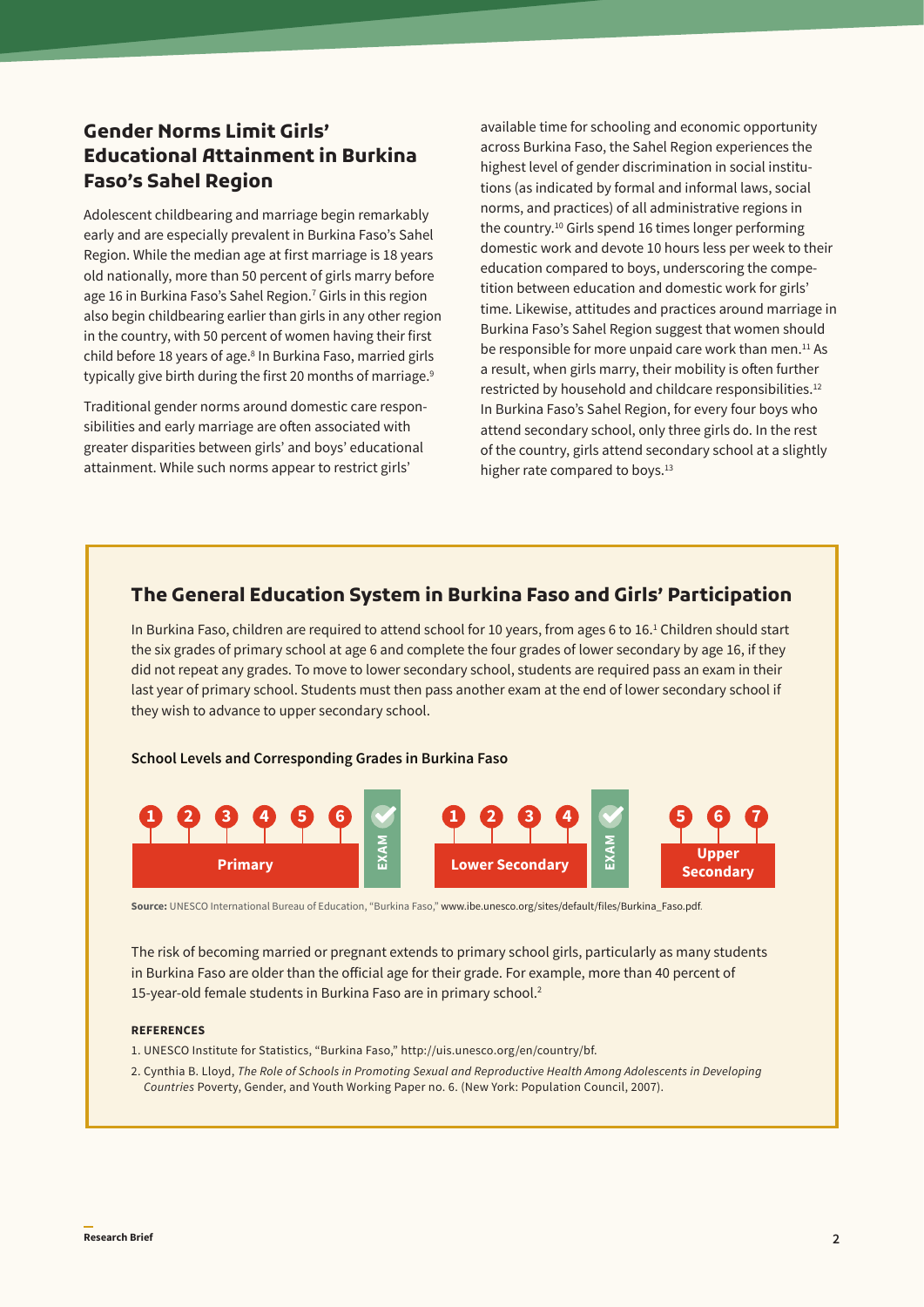## Gender Norms Limit Girls' Educational Attainment in Burkina Faso's Sahel Region

Adolescent childbearing and marriage begin remarkably early and are especially prevalent in Burkina Faso's Sahel Region. While the median age at first marriage is 18 years old nationally, more than 50 percent of girls marry before age 16 in Burkina Faso's Sahel Region.[7] Girls in this region also begin childbearing earlier than girls in any other region in the country, with 50 percent of women having their first child before 18 years of age.[8] In Burkina Faso, married girls typically give birth during the first 20 months of marriage.[9]

Traditional gender norms around domestic care responsibilities and early marriage are often associated with greater disparities between girls' and boys' educational attainment. While such norms appear to restrict girls' available time for schooling and economic opportunity across Burkina Faso, the Sahel Region experiences the highest level of gender discrimination in social institutions (as indicated by formal and informal laws, social norms, and practices) of all administrative regions in the country.[10] Girls spend 16 times longer performing domestic work and devote 10 hours less per week to their education compared to boys, underscoring the competition between education and domestic work for girls' time. Likewise, attitudes and practices around marriage in Burkina Faso's Sahel Region suggest that women should be responsible for more unpaid care work than men.[11] As a result, when girls marry, their mobility is often further restricted by household and childcare responsibilities.[12] In Burkina Faso's Sahel Region, for every four boys who attend secondary school, only three girls do. In the rest of the country, girls attend secondary school at a slightly higher rate compared to boys.[13]

### The General Education System in Burkina Faso and Girls' Participation

In Burkina Faso, children are required to attend school for 10 years, from ages 6 to 16.[1] Children should start the six grades of primary school at age 6 and complete the four grades of lower secondary by age 16, if they did not repeat any grades. To move to lower secondary school, students are required pass an exam in their last year of primary school. Students must then pass another exam at the end of lower secondary school if they wish to advance to upper secondary school.

**School Levels and Corresponding Grades in Burkina Faso**

| Primary | EXAM | Lower Secondary | EXAM | Upper Secondary |
|---|---|---|---|---|
| Grades 1, 2, 3, 4, 5, 6 | ✓ | Grades 1, 2, 3, 4 | ✓ | Grades 5, 6, 7 |

**Source:** UNESCO International Bureau of Education, "Burkina Faso," www.ibe.unesco.org/sites/default/files/Burkina_Faso.pdf.

The risk of becoming married or pregnant extends to primary school girls, particularly as many students in Burkina Faso are older than the official age for their grade. For example, more than 40 percent of 15-year-old female students in Burkina Faso are in primary school.[2]

**REFERENCES**

1. UNESCO Institute for Statistics, "Burkina Faso," http://uis.unesco.org/en/country/bf.
2. Cynthia B. Lloyd, *The Role of Schools in Promoting Sexual and Reproductive Health Among Adolescents in Developing Countries* Poverty, Gender, and Youth Working Paper no. 6. (New York: Population Council, 2007).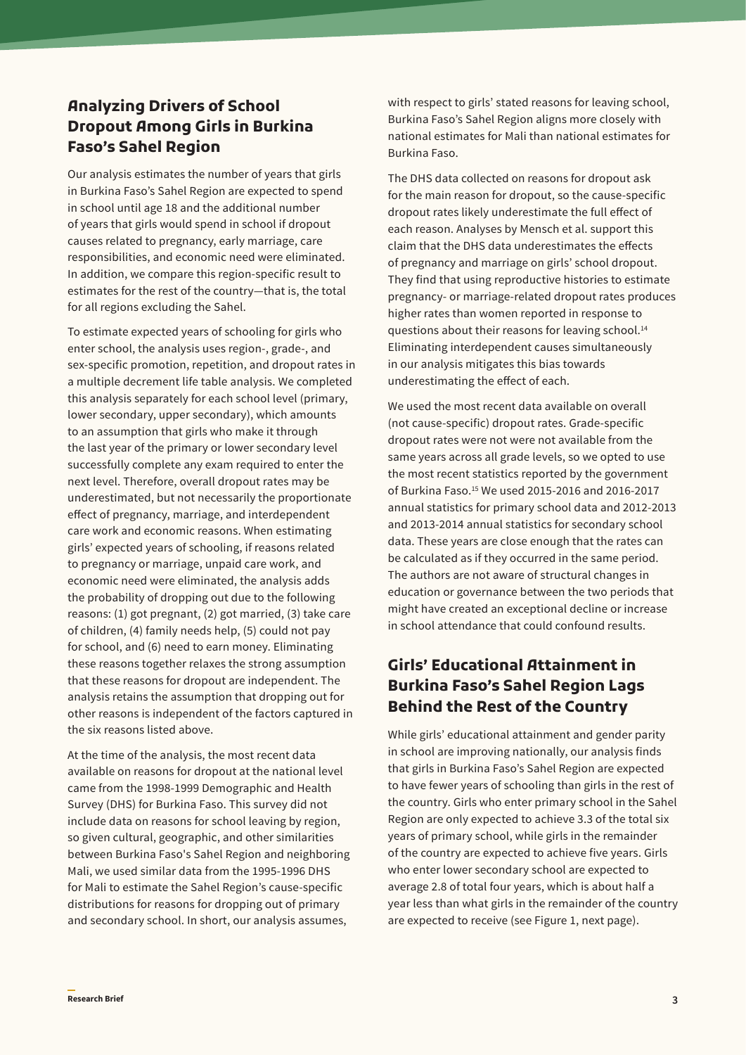## Analyzing Drivers of School Dropout Among Girls in Burkina Faso's Sahel Region

Our analysis estimates the number of years that girls in Burkina Faso's Sahel Region are expected to spend in school until age 18 and the additional number of years that girls would spend in school if dropout causes related to pregnancy, early marriage, care responsibilities, and economic need were eliminated. In addition, we compare this region-specific result to estimates for the rest of the country—that is, the total for all regions excluding the Sahel.

To estimate expected years of schooling for girls who enter school, the analysis uses region-, grade-, and sex-specific promotion, repetition, and dropout rates in a multiple decrement life table analysis. We completed this analysis separately for each school level (primary, lower secondary, upper secondary), which amounts to an assumption that girls who make it through the last year of the primary or lower secondary level successfully complete any exam required to enter the next level. Therefore, overall dropout rates may be underestimated, but not necessarily the proportionate effect of pregnancy, marriage, and interdependent care work and economic reasons. When estimating girls' expected years of schooling, if reasons related to pregnancy or marriage, unpaid care work, and economic need were eliminated, the analysis adds the probability of dropping out due to the following reasons: (1) got pregnant, (2) got married, (3) take care of children, (4) family needs help, (5) could not pay for school, and (6) need to earn money. Eliminating these reasons together relaxes the strong assumption that these reasons for dropout are independent. The analysis retains the assumption that dropping out for other reasons is independent of the factors captured in the six reasons listed above.

At the time of the analysis, the most recent data available on reasons for dropout at the national level came from the 1998-1999 Demographic and Health Survey (DHS) for Burkina Faso. This survey did not include data on reasons for school leaving by region, so given cultural, geographic, and other similarities between Burkina Faso's Sahel Region and neighboring Mali, we used similar data from the 1995-1996 DHS for Mali to estimate the Sahel Region's cause-specific distributions for reasons for dropping out of primary and secondary school. In short, our analysis assumes, with respect to girls' stated reasons for leaving school, Burkina Faso's Sahel Region aligns more closely with national estimates for Mali than national estimates for Burkina Faso.

The DHS data collected on reasons for dropout ask for the main reason for dropout, so the cause-specific dropout rates likely underestimate the full effect of each reason. Analyses by Mensch et al. support this claim that the DHS data underestimates the effects of pregnancy and marriage on girls' school dropout. They find that using reproductive histories to estimate pregnancy- or marriage-related dropout rates produces higher rates than women reported in response to questions about their reasons for leaving school.[14] Eliminating interdependent causes simultaneously in our analysis mitigates this bias towards underestimating the effect of each.

We used the most recent data available on overall (not cause-specific) dropout rates. Grade-specific dropout rates were not were not available from the same years across all grade levels, so we opted to use the most recent statistics reported by the government of Burkina Faso.[15] We used 2015-2016 and 2016-2017 annual statistics for primary school data and 2012-2013 and 2013-2014 annual statistics for secondary school data. These years are close enough that the rates can be calculated as if they occurred in the same period. The authors are not aware of structural changes in education or governance between the two periods that might have created an exceptional decline or increase in school attendance that could confound results.

## Girls' Educational Attainment in Burkina Faso's Sahel Region Lags Behind the Rest of the Country

While girls' educational attainment and gender parity in school are improving nationally, our analysis finds that girls in Burkina Faso's Sahel Region are expected to have fewer years of schooling than girls in the rest of the country. Girls who enter primary school in the Sahel Region are only expected to achieve 3.3 of the total six years of primary school, while girls in the remainder of the country are expected to achieve five years. Girls who enter lower secondary school are expected to average 2.8 of total four years, which is about half a year less than what girls in the remainder of the country are expected to receive (see Figure 1, next page).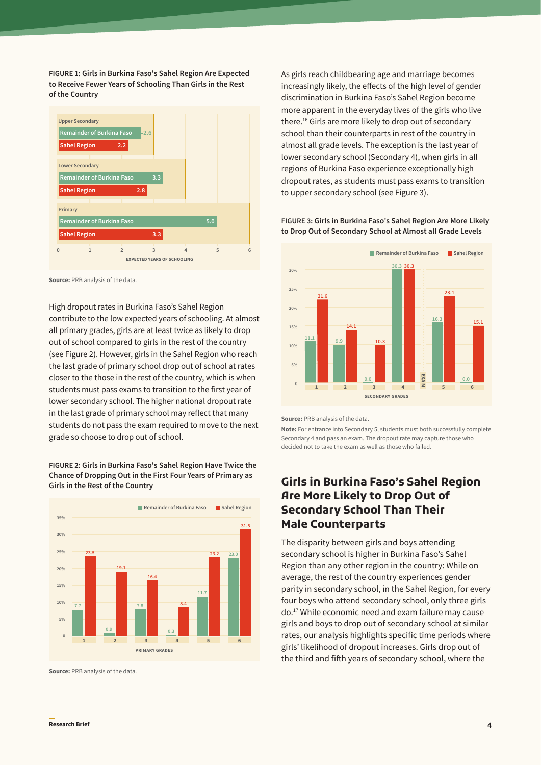**FIGURE 1: Girls in Burkina Faso's Sahel Region Are Expected to Receive Fewer Years of Schooling Than Girls in the Rest of the Country**

| Level | Remainder of Burkina Faso | Sahel Region |
|---|---|---|
| Upper Secondary | 2.6 | 2.2 |
| Lower Secondary | 3.3 | 2.8 |
| Primary | 5.0 | 3.3 |

EXPECTED YEARS OF SCHOOLING

**Source:** PRB analysis of the data.

High dropout rates in Burkina Faso's Sahel Region contribute to the low expected years of schooling. At almost all primary grades, girls are at least twice as likely to drop out of school compared to girls in the rest of the country (see Figure 2). However, girls in the Sahel Region who reach the last grade of primary school drop out of school at rates closer to the those in the rest of the country, which is when students must pass exams to transition to the first year of lower secondary school. The higher national dropout rate in the last grade of primary school may reflect that many students do not pass the exam required to move to the next grade so choose to drop out of school.

**FIGURE 2: Girls in Burkina Faso's Sahel Region Have Twice the Chance of Dropping Out in the First Four Years of Primary as Girls in the Rest of the Country**

| Primary Grade | Remainder of Burkina Faso | Sahel Region |
|---|---|---|
| 1 | 7.7 | 23.5 |
| 2 | 0.9 | 19.1 |
| 3 | 7.8 | 16.4 |
| 4 | 0.3 | 8.4 |
| 5 | 11.7 | 23.2 |
| 6 | 23.0 | 31.5 |

**Source:** PRB analysis of the data.

As girls reach childbearing age and marriage becomes increasingly likely, the effects of the high level of gender discrimination in Burkina Faso's Sahel Region become more apparent in the everyday lives of the girls who live there.[16] Girls are more likely to drop out of secondary school than their counterparts in rest of the country in almost all grade levels. The exception is the last year of lower secondary school (Secondary 4), when girls in all regions of Burkina Faso experience exceptionally high dropout rates, as students must pass exams to transition to upper secondary school (see Figure 3).

**FIGURE 3: Girls in Burkina Faso's Sahel Region Are More Likely to Drop Out of Secondary School at Almost all Grade Levels**

| Secondary Grade | Remainder of Burkina Faso | Sahel Region |
|---|---|---|
| 1 | 11.1 | 21.6 |
| 2 | 9.9 | 14.1 |
| 3 | 0.0 | 10.3 |
| 4 | 30.3 | 30.3 |
| EXAM | | |
| 5 | 16.3 | 23.1 |
| 6 | 0.0 | 15.1 |

**Source:** PRB analysis of the data.

**Note:** For entrance into Secondary 5, students must both successfully complete Secondary 4 and pass an exam. The dropout rate may capture those who decided not to take the exam as well as those who failed.

## Girls in Burkina Faso's Sahel Region Are More Likely to Drop Out of Secondary School Than Their Male Counterparts

The disparity between girls and boys attending secondary school is higher in Burkina Faso's Sahel Region than any other region in the country: While on average, the rest of the country experiences gender parity in secondary school, in the Sahel Region, for every four boys who attend secondary school, only three girls do.[17] While economic need and exam failure may cause girls and boys to drop out of secondary school at similar rates, our analysis highlights specific time periods where girls' likelihood of dropout increases. Girls drop out of the third and fifth years of secondary school, where the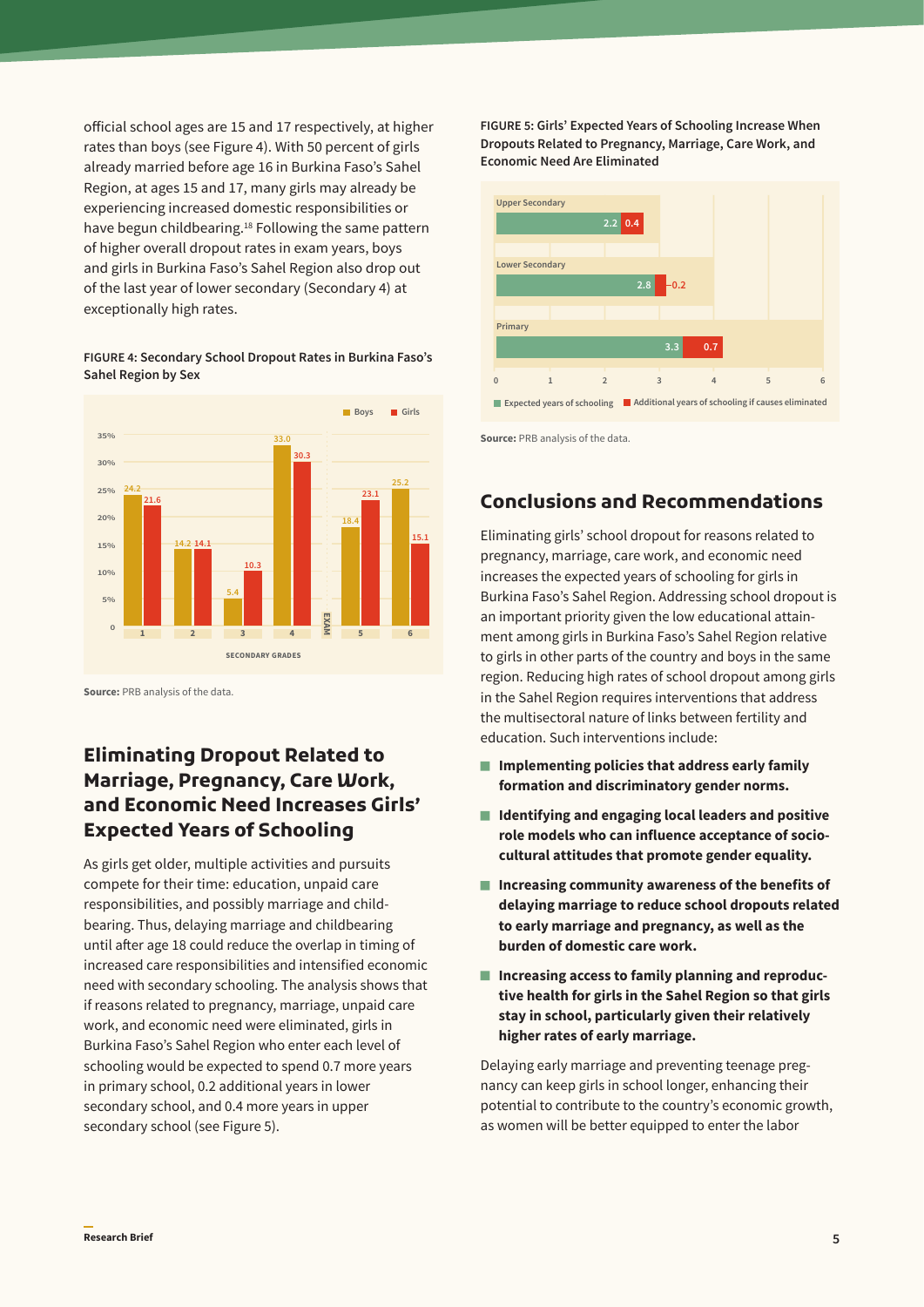official school ages are 15 and 17 respectively, at higher rates than boys (see Figure 4). With 50 percent of girls already married before age 16 in Burkina Faso's Sahel Region, at ages 15 and 17, many girls may already be experiencing increased domestic responsibilities or have begun childbearing.[18] Following the same pattern of higher overall dropout rates in exam years, boys and girls in Burkina Faso's Sahel Region also drop out of the last year of lower secondary (Secondary 4) at exceptionally high rates.

**FIGURE 4: Secondary School Dropout Rates in Burkina Faso's Sahel Region by Sex**

| Secondary Grade | Boys | Girls |
|---|---|---|
| 1 | 24.2 | 21.6 |
| 2 | 14.2 | 14.1 |
| 3 | 5.4 | 10.3 |
| 4 (EXAM) | 33.0 | 30.3 |
| 5 | 18.4 | 23.1 |
| 6 | 25.2 | 15.1 |

**Source:** PRB analysis of the data.

## Eliminating Dropout Related to Marriage, Pregnancy, Care Work, and Economic Need Increases Girls' Expected Years of Schooling

As girls get older, multiple activities and pursuits compete for their time: education, unpaid care responsibilities, and possibly marriage and childbearing. Thus, delaying marriage and childbearing until after age 18 could reduce the overlap in timing of increased care responsibilities and intensified economic need with secondary schooling. The analysis shows that if reasons related to pregnancy, marriage, unpaid care work, and economic need were eliminated, girls in Burkina Faso's Sahel Region who enter each level of schooling would be expected to spend 0.7 more years in primary school, 0.2 additional years in lower secondary school, and 0.4 more years in upper secondary school (see Figure 5).

**FIGURE 5: Girls' Expected Years of Schooling Increase When Dropouts Related to Pregnancy, Marriage, Care Work, and Economic Need Are Eliminated**

| Level | Expected years of schooling | Additional years of schooling if causes eliminated |
|---|---|---|
| Upper Secondary | 2.2 | 0.4 |
| Lower Secondary | 2.8 | 0.2 |
| Primary | 3.3 | 0.7 |

**Source:** PRB analysis of the data.

## Conclusions and Recommendations

Eliminating girls' school dropout for reasons related to pregnancy, marriage, care work, and economic need increases the expected years of schooling for girls in Burkina Faso's Sahel Region. Addressing school dropout is an important priority given the low educational attainment among girls in Burkina Faso's Sahel Region relative to girls in other parts of the country and boys in the same region. Reducing high rates of school dropout among girls in the Sahel Region requires interventions that address the multisectoral nature of links between fertility and education. Such interventions include:

- **Implementing policies that address early family formation and discriminatory gender norms.**
- **Identifying and engaging local leaders and positive role models who can influence acceptance of socio-cultural attitudes that promote gender equality.**
- **Increasing community awareness of the benefits of delaying marriage to reduce school dropouts related to early marriage and pregnancy, as well as the burden of domestic care work.**
- **Increasing access to family planning and reproductive health for girls in the Sahel Region so that girls stay in school, particularly given their relatively higher rates of early marriage.**

Delaying early marriage and preventing teenage pregnancy can keep girls in school longer, enhancing their potential to contribute to the country's economic growth, as women will be better equipped to enter the labor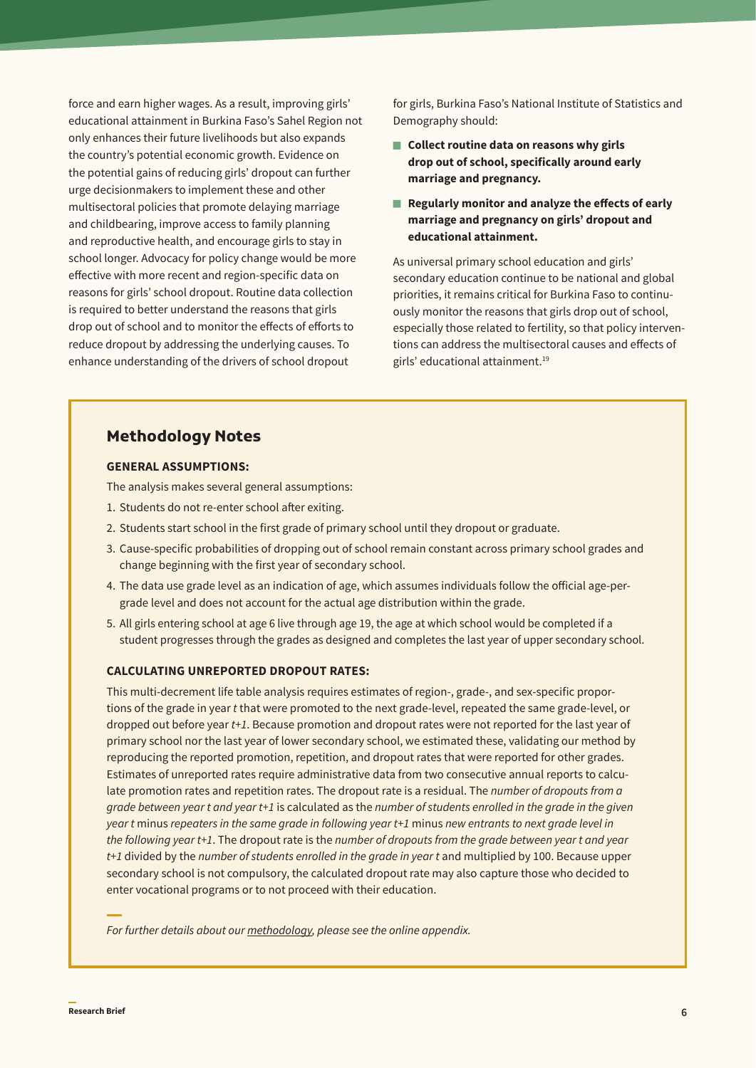force and earn higher wages. As a result, improving girls' educational attainment in Burkina Faso's Sahel Region not only enhances their future livelihoods but also expands the country's potential economic growth. Evidence on the potential gains of reducing girls' dropout can further urge decisionmakers to implement these and other multisectoral policies that promote delaying marriage and childbearing, improve access to family planning and reproductive health, and encourage girls to stay in school longer. Advocacy for policy change would be more effective with more recent and region-specific data on reasons for girls' school dropout. Routine data collection is required to better understand the reasons that girls drop out of school and to monitor the effects of efforts to reduce dropout by addressing the underlying causes. To enhance understanding of the drivers of school dropout for girls, Burkina Faso's National Institute of Statistics and Demography should:

- **Collect routine data on reasons why girls drop out of school, specifically around early marriage and pregnancy.**
- **Regularly monitor and analyze the effects of early marriage and pregnancy on girls' dropout and educational attainment.**

As universal primary school education and girls' secondary education continue to be national and global priorities, it remains critical for Burkina Faso to continuously monitor the reasons that girls drop out of school, especially those related to fertility, so that policy interventions can address the multisectoral causes and effects of girls' educational attainment.[19]

## Methodology Notes

### GENERAL ASSUMPTIONS:

The analysis makes several general assumptions:

1. Students do not re-enter school after exiting.
2. Students start school in the first grade of primary school until they dropout or graduate.
3. Cause-specific probabilities of dropping out of school remain constant across primary school grades and change beginning with the first year of secondary school.
4. The data use grade level as an indication of age, which assumes individuals follow the official age-per-grade level and does not account for the actual age distribution within the grade.
5. All girls entering school at age 6 live through age 19, the age at which school would be completed if a student progresses through the grades as designed and completes the last year of upper secondary school.

### CALCULATING UNREPORTED DROPOUT RATES:

This multi-decrement life table analysis requires estimates of region-, grade-, and sex-specific proportions of the grade in year *t* that were promoted to the next grade-level, repeated the same grade-level, or dropped out before year *t+1*. Because promotion and dropout rates were not reported for the last year of primary school nor the last year of lower secondary school, we estimated these, validating our method by reproducing the reported promotion, repetition, and dropout rates that were reported for other grades. Estimates of unreported rates require administrative data from two consecutive annual reports to calculate promotion rates and repetition rates. The dropout rate is a residual. The *number of dropouts from a grade between year t and year t+1* is calculated as the *number of students enrolled in the grade in the given year t* minus *repeaters in the same grade in following year t+1* minus *new entrants to next grade level in the following year t+1*. The dropout rate is the *number of dropouts from the grade between year t and year t+1* divided by the *number of students enrolled in the grade in year t* and multiplied by 100. Because upper secondary school is not compulsory, the calculated dropout rate may also capture those who decided to enter vocational programs or to not proceed with their education.

*For further details about our methodology, please see the online appendix.*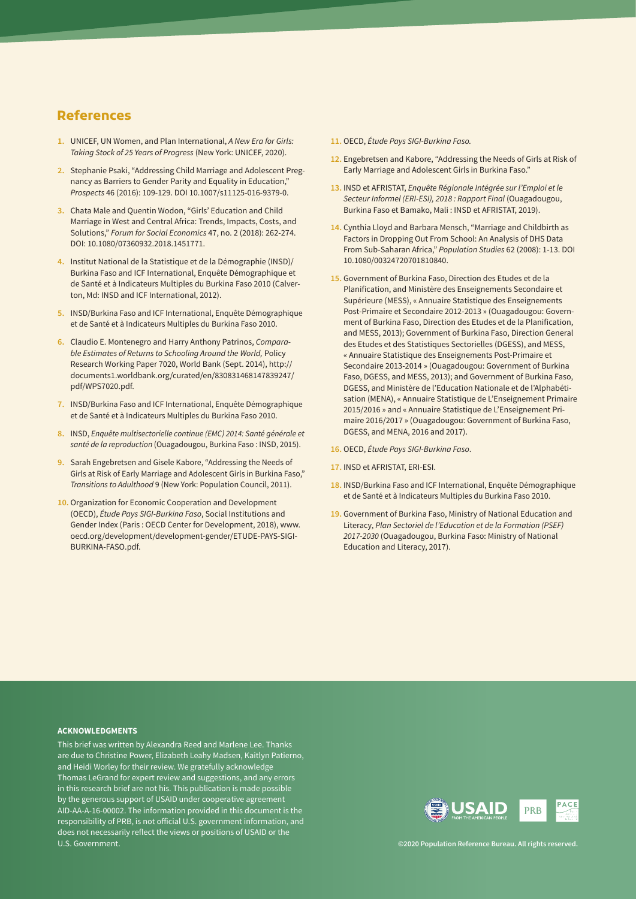## References

1. UNICEF, UN Women, and Plan International, *A New Era for Girls: Taking Stock of 25 Years of Progress* (New York: UNICEF, 2020).
2. Stephanie Psaki, "Addressing Child Marriage and Adolescent Pregnancy as Barriers to Gender Parity and Equality in Education," *Prospects* 46 (2016): 109-129. DOI 10.1007/s11125-016-9379-0.
3. Chata Male and Quentin Wodon, "Girls' Education and Child Marriage in West and Central Africa: Trends, Impacts, Costs, and Solutions," *Forum for Social Economics* 47, no. 2 (2018): 262-274. DOI: 10.1080/07360932.2018.1451771.
4. Institut National de la Statistique et de la Démographie (INSD)/ Burkina Faso and ICF International, Enquête Démographique et de Santé et à Indicateurs Multiples du Burkina Faso 2010 (Calverton, Md: INSD and ICF International, 2012).
5. INSD/Burkina Faso and ICF International, Enquête Démographique et de Santé et à Indicateurs Multiples du Burkina Faso 2010.
6. Claudio E. Montenegro and Harry Anthony Patrinos, *Comparable Estimates of Returns to Schooling Around the World,* Policy Research Working Paper 7020, World Bank (Sept. 2014), http://documents1.worldbank.org/curated/en/830831468147839247/pdf/WPS7020.pdf.
7. INSD/Burkina Faso and ICF International, Enquête Démographique et de Santé et à Indicateurs Multiples du Burkina Faso 2010.
8. INSD, *Enquête multisectorielle continue (EMC) 2014: Santé générale et santé de la reproduction* (Ouagadougou, Burkina Faso : INSD, 2015).
9. Sarah Engebretsen and Gisele Kabore, "Addressing the Needs of Girls at Risk of Early Marriage and Adolescent Girls in Burkina Faso," *Transitions to Adulthood* 9 (New York: Population Council, 2011).
10. Organization for Economic Cooperation and Development (OECD), *Étude Pays SIGI-Burkina Faso*, Social Institutions and Gender Index (Paris : OECD Center for Development, 2018), www.oecd.org/development/development-gender/ETUDE-PAYS-SIGI-BURKINA-FASO.pdf.
11. OECD, *Étude Pays SIGI-Burkina Faso.*
12. Engebretsen and Kabore, "Addressing the Needs of Girls at Risk of Early Marriage and Adolescent Girls in Burkina Faso."
13. INSD et AFRISTAT, *Enquête Régionale Intégrée sur l'Emploi et le Secteur Informel (ERI-ESI), 2018 : Rapport Final* (Ouagadougou, Burkina Faso et Bamako, Mali : INSD et AFRISTAT, 2019).
14. Cynthia Lloyd and Barbara Mensch, "Marriage and Childbirth as Factors in Dropping Out From School: An Analysis of DHS Data From Sub-Saharan Africa," *Population Studies* 62 (2008): 1-13. DOI 10.1080/00324720701810840.
15. Government of Burkina Faso, Direction des Etudes et de la Planification, and Ministère des Enseignements Secondaire et Supérieure (MESS), « Annuaire Statistique des Enseignements Post-Primaire et Secondaire 2012-2013 » (Ouagadougou: Government of Burkina Faso, Direction des Etudes et de la Planification, and MESS, 2013); Government of Burkina Faso, Direction General des Etudes et des Statistiques Sectorielles (DGESS), and MESS, « Annuaire Statistique des Enseignements Post-Primaire et Secondaire 2013-2014 » (Ouagadougou: Government of Burkina Faso, DGESS, and MESS, 2013); and Government of Burkina Faso, DGESS, and Ministère de l'Education Nationale et de l'Alphabétisation (MENA), « Annuaire Statistique de L'Enseignement Primaire 2015/2016 » and « Annuaire Statistique de L'Enseignement Primaire 2016/2017 » (Ouagadougou: Government of Burkina Faso, DGESS, and MENA, 2016 and 2017).
16. OECD, *Étude Pays SIGI-Burkina Faso*.
17. INSD et AFRISTAT, ERI-ESI.
18. INSD/Burkina Faso and ICF International, Enquête Démographique et de Santé et à Indicateurs Multiples du Burkina Faso 2010.
19. Government of Burkina Faso, Ministry of National Education and Literacy, *Plan Sectoriel de l'Education et de la Formation (PSEF) 2017-2030* (Ouagadougou, Burkina Faso: Ministry of National Education and Literacy, 2017).

**ACKNOWLEDGMENTS**

This brief was written by Alexandra Reed and Marlene Lee. Thanks are due to Christine Power, Elizabeth Leahy Madsen, Kaitlyn Patierno, and Heidi Worley for their review. We gratefully acknowledge Thomas LeGrand for expert review and suggestions, and any errors in this research brief are not his. This publication is made possible by the generous support of USAID under cooperative agreement AID-AA-A-16-00002. The information provided in this document is the responsibility of PRB, is not official U.S. government information, and does not necessarily reflect the views or positions of USAID or the U.S. Government.

USAID FROM THE AMERICAN PEOPLE | PRB | PACE

**©2020 Population Reference Bureau. All rights reserved.**